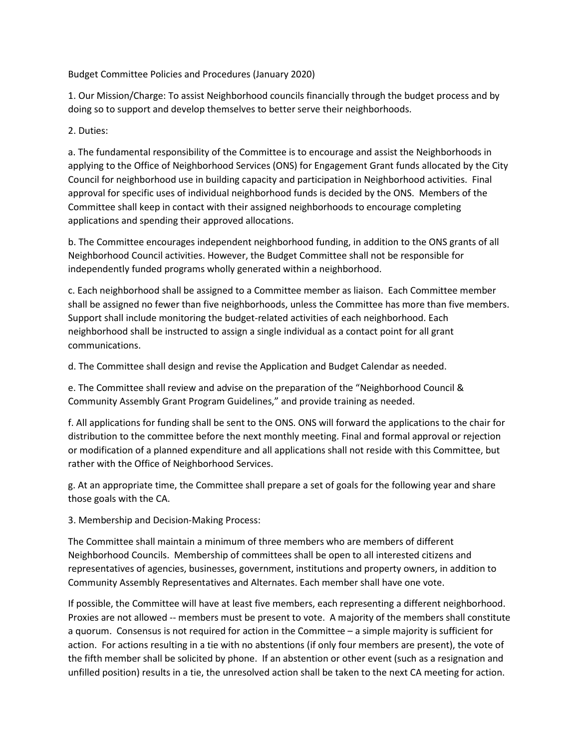Budget Committee Policies and Procedures (January 2020)

1. Our Mission/Charge: To assist Neighborhood councils financially through the budget process and by doing so to support and develop themselves to better serve their neighborhoods.

2. Duties:

a. The fundamental responsibility of the Committee is to encourage and assist the Neighborhoods in applying to the Office of Neighborhood Services (ONS) for Engagement Grant funds allocated by the City Council for neighborhood use in building capacity and participation in Neighborhood activities. Final approval for specific uses of individual neighborhood funds is decided by the ONS. Members of the Committee shall keep in contact with their assigned neighborhoods to encourage completing applications and spending their approved allocations.

b. The Committee encourages independent neighborhood funding, in addition to the ONS grants of all Neighborhood Council activities. However, the Budget Committee shall not be responsible for independently funded programs wholly generated within a neighborhood.

c. Each neighborhood shall be assigned to a Committee member as liaison. Each Committee member shall be assigned no fewer than five neighborhoods, unless the Committee has more than five members. Support shall include monitoring the budget-related activities of each neighborhood. Each neighborhood shall be instructed to assign a single individual as a contact point for all grant communications.

d. The Committee shall design and revise the Application and Budget Calendar as needed.

e. The Committee shall review and advise on the preparation of the "Neighborhood Council & Community Assembly Grant Program Guidelines," and provide training as needed.

f. All applications for funding shall be sent to the ONS. ONS will forward the applications to the chair for distribution to the committee before the next monthly meeting. Final and formal approval or rejection or modification of a planned expenditure and all applications shall not reside with this Committee, but rather with the Office of Neighborhood Services.

g. At an appropriate time, the Committee shall prepare a set of goals for the following year and share those goals with the CA.

3. Membership and Decision-Making Process:

The Committee shall maintain a minimum of three members who are members of different Neighborhood Councils. Membership of committees shall be open to all interested citizens and representatives of agencies, businesses, government, institutions and property owners, in addition to Community Assembly Representatives and Alternates. Each member shall have one vote.

If possible, the Committee will have at least five members, each representing a different neighborhood. Proxies are not allowed -- members must be present to vote. A majority of the members shall constitute a quorum. Consensus is not required for action in the Committee – a simple majority is sufficient for action. For actions resulting in a tie with no abstentions (if only four members are present), the vote of the fifth member shall be solicited by phone. If an abstention or other event (such as a resignation and unfilled position) results in a tie, the unresolved action shall be taken to the next CA meeting for action.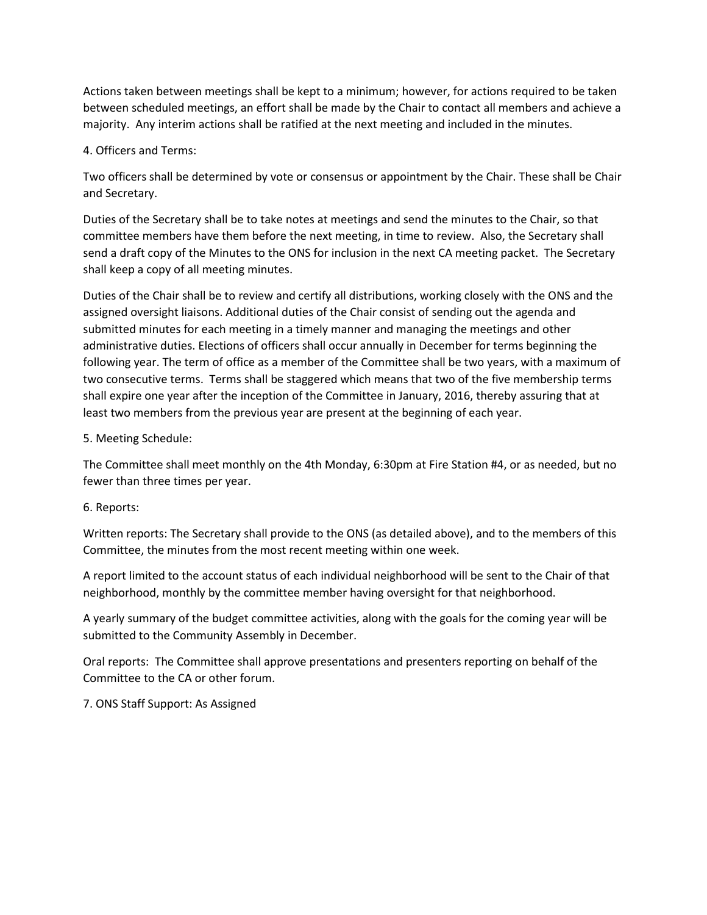Actions taken between meetings shall be kept to a minimum; however, for actions required to be taken between scheduled meetings, an effort shall be made by the Chair to contact all members and achieve a majority. Any interim actions shall be ratified at the next meeting and included in the minutes.

4. Officers and Terms:

Two officers shall be determined by vote or consensus or appointment by the Chair. These shall be Chair and Secretary.

Duties of the Secretary shall be to take notes at meetings and send the minutes to the Chair, so that committee members have them before the next meeting, in time to review. Also, the Secretary shall send a draft copy of the Minutes to the ONS for inclusion in the next CA meeting packet. The Secretary shall keep a copy of all meeting minutes.

Duties of the Chair shall be to review and certify all distributions, working closely with the ONS and the assigned oversight liaisons. Additional duties of the Chair consist of sending out the agenda and submitted minutes for each meeting in a timely manner and managing the meetings and other administrative duties. Elections of officers shall occur annually in December for terms beginning the following year. The term of office as a member of the Committee shall be two years, with a maximum of two consecutive terms. Terms shall be staggered which means that two of the five membership terms shall expire one year after the inception of the Committee in January, 2016, thereby assuring that at least two members from the previous year are present at the beginning of each year.

5. Meeting Schedule:

The Committee shall meet monthly on the 4th Monday, 6:30pm at Fire Station #4, or as needed, but no fewer than three times per year.

6. Reports:

Written reports: The Secretary shall provide to the ONS (as detailed above), and to the members of this Committee, the minutes from the most recent meeting within one week.

A report limited to the account status of each individual neighborhood will be sent to the Chair of that neighborhood, monthly by the committee member having oversight for that neighborhood.

A yearly summary of the budget committee activities, along with the goals for the coming year will be submitted to the Community Assembly in December.

Oral reports: The Committee shall approve presentations and presenters reporting on behalf of the Committee to the CA or other forum.

7. ONS Staff Support: As Assigned